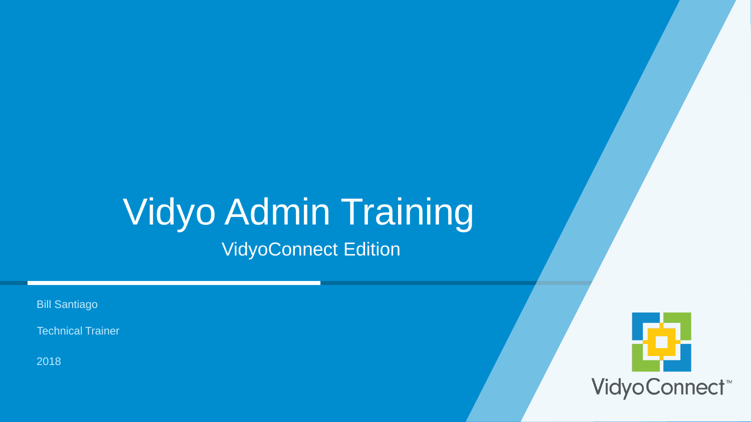# Vidyo Admin Training

## VidyoConnect Edition

Bill Santiago

Technical Trainer

2018

VidyoConnect™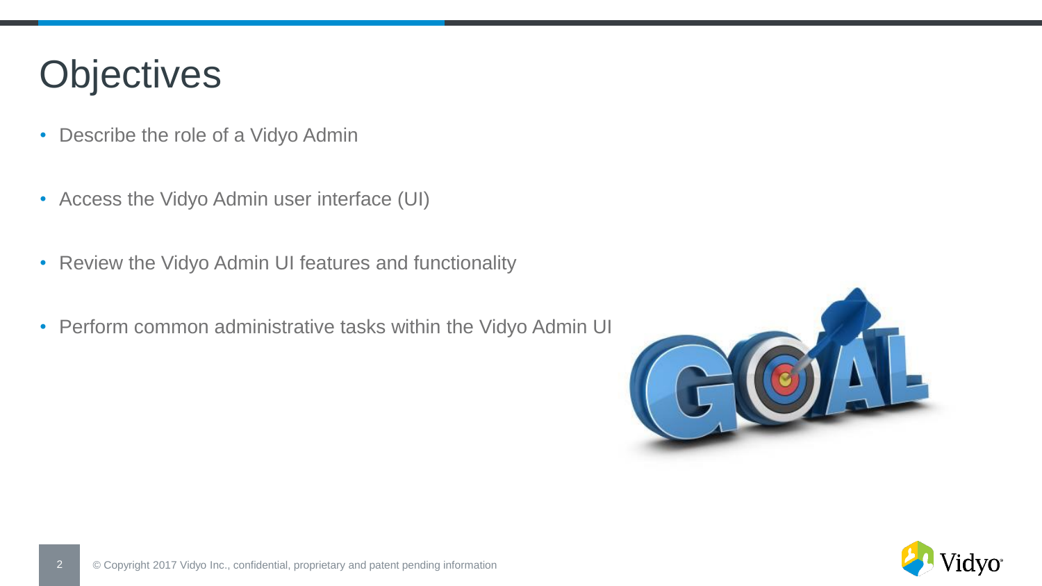# Objectives

- Describe the role of a Vidyo Admin
- Access the Vidyo Admin user interface (UI)
- Review the Vidyo Admin UI features and functionality
- Perform common administrative tasks within the Vidyo Admin UI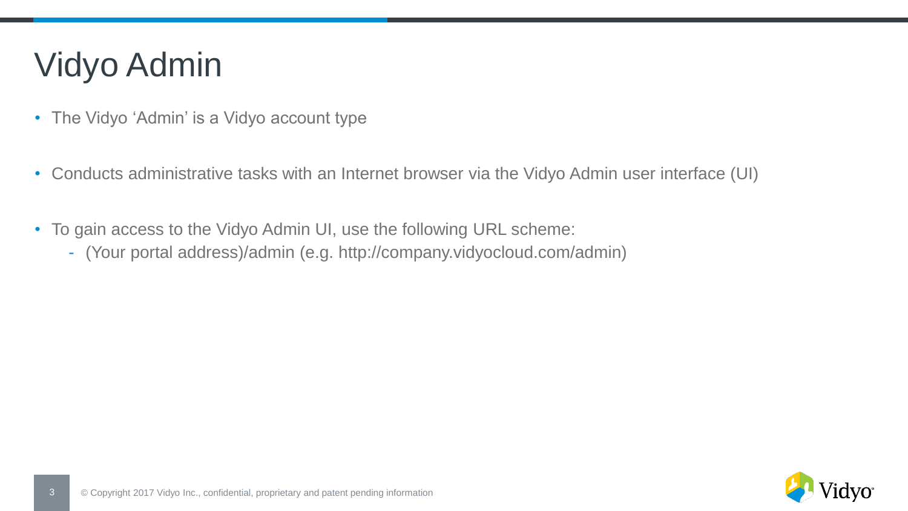# Vidyo Admin

- The Vidyo 'Admin' is a Vidyo account type
- Conducts administrative tasks with an Internet browser via the Vidyo Admin user interface (UI)
- To gain access to the Vidyo Admin UI, use the following URL scheme:
  - (Your portal address)/admin (e.g. http://company.vidyocloud.com/admin)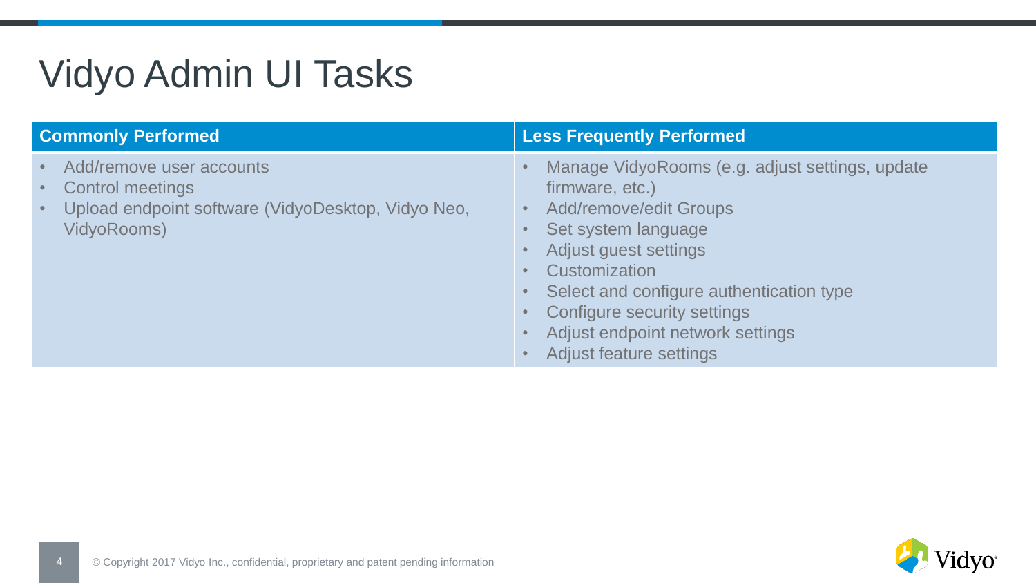# Vidyo Admin UI Tasks

| Commonly Performed | Less Frequently Performed |
| --- | --- |
| • Add/remove user accounts<br>• Control meetings<br>• Upload endpoint software (VidyoDesktop, Vidyo Neo, VidyoRooms) | • Manage VidyoRooms (e.g. adjust settings, update firmware, etc.)<br>• Add/remove/edit Groups<br>• Set system language<br>• Adjust guest settings<br>• Customization<br>• Select and configure authentication type<br>• Configure security settings<br>• Adjust endpoint network settings<br>• Adjust feature settings |

© Copyright 2017 Vidyo Inc., confidential, proprietary and patent pending information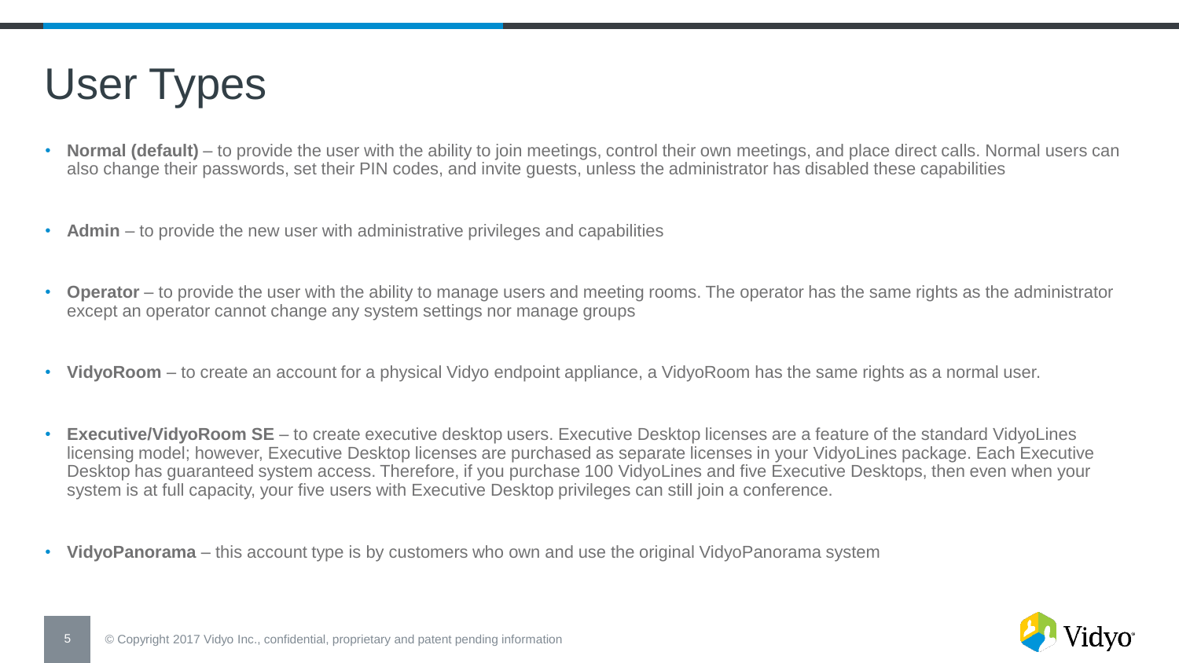# User Types

- **Normal (default)** – to provide the user with the ability to join meetings, control their own meetings, and place direct calls. Normal users can also change their passwords, set their PIN codes, and invite guests, unless the administrator has disabled these capabilities
- **Admin** – to provide the new user with administrative privileges and capabilities
- **Operator** – to provide the user with the ability to manage users and meeting rooms. The operator has the same rights as the administrator except an operator cannot change any system settings nor manage groups
- **VidyoRoom** – to create an account for a physical Vidyo endpoint appliance, a VidyoRoom has the same rights as a normal user.
- **Executive/VidyoRoom SE** – to create executive desktop users. Executive Desktop licenses are a feature of the standard VidyoLines licensing model; however, Executive Desktop licenses are purchased as separate licenses in your VidyoLines package. Each Executive Desktop has guaranteed system access. Therefore, if you purchase 100 VidyoLines and five Executive Desktops, then even when your system is at full capacity, your five users with Executive Desktop privileges can still join a conference.
- **VidyoPanorama** – this account type is by customers who own and use the original VidyoPanorama system

© Copyright 2017 Vidyo Inc., confidential, proprietary and patent pending information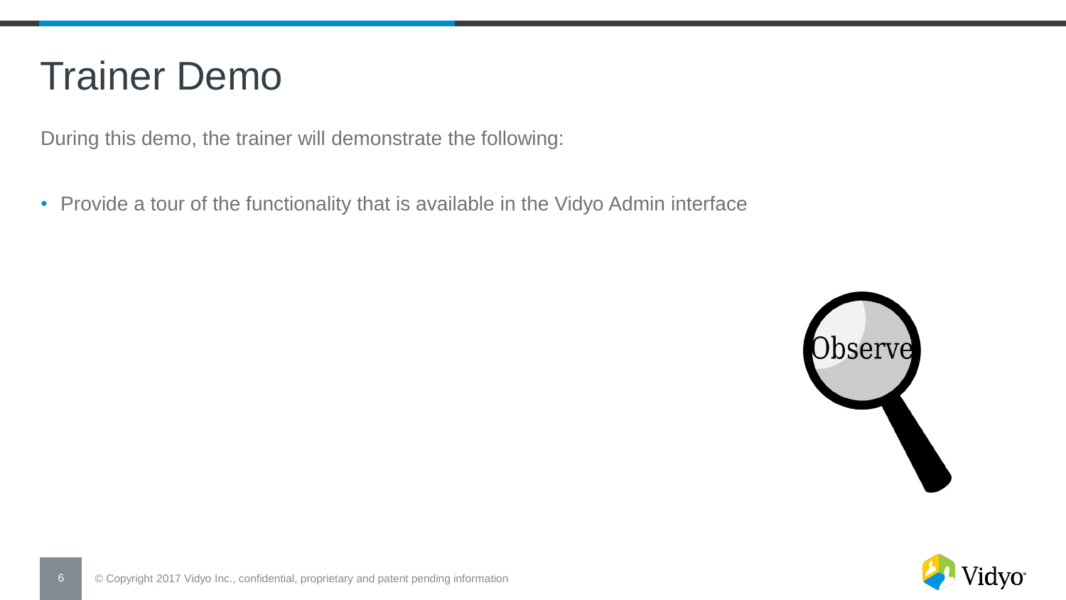# Trainer Demo

During this demo, the trainer will demonstrate the following:

- Provide a tour of the functionality that is available in the Vidyo Admin interface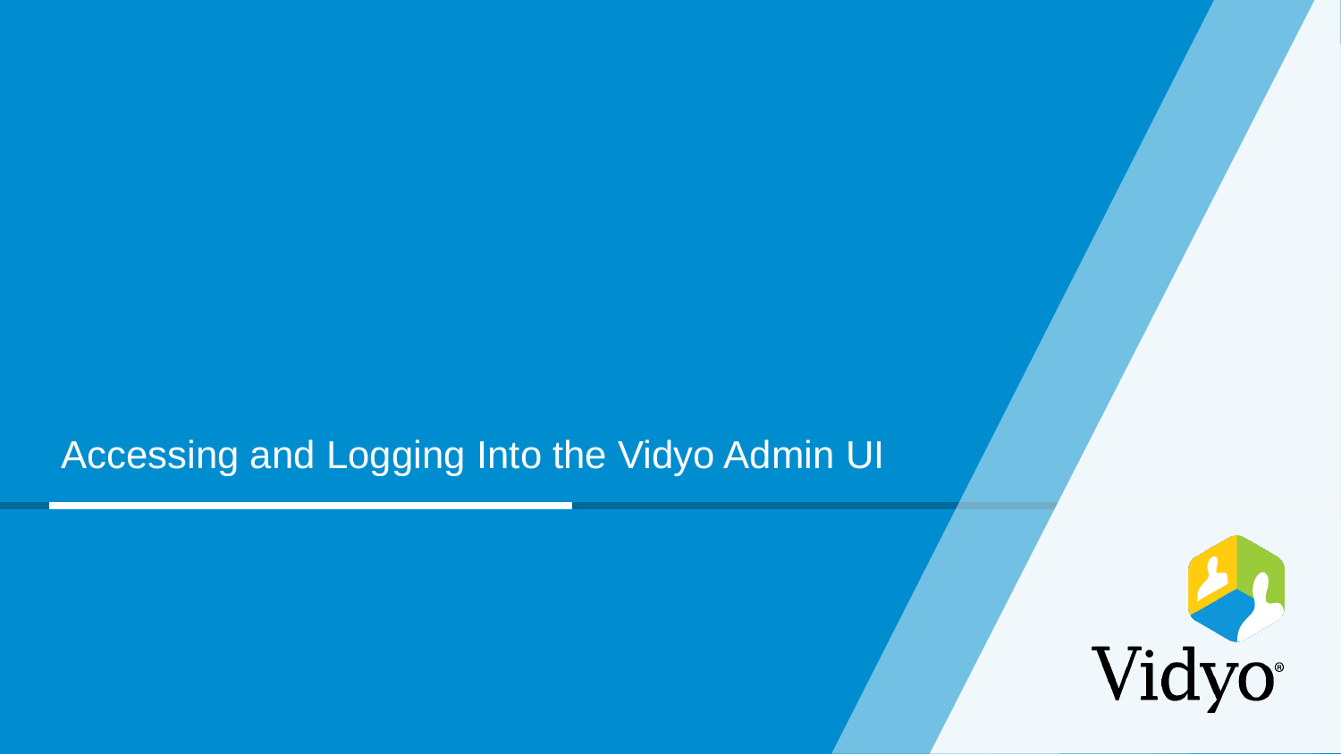# Accessing and Logging Into the Vidyo Admin UI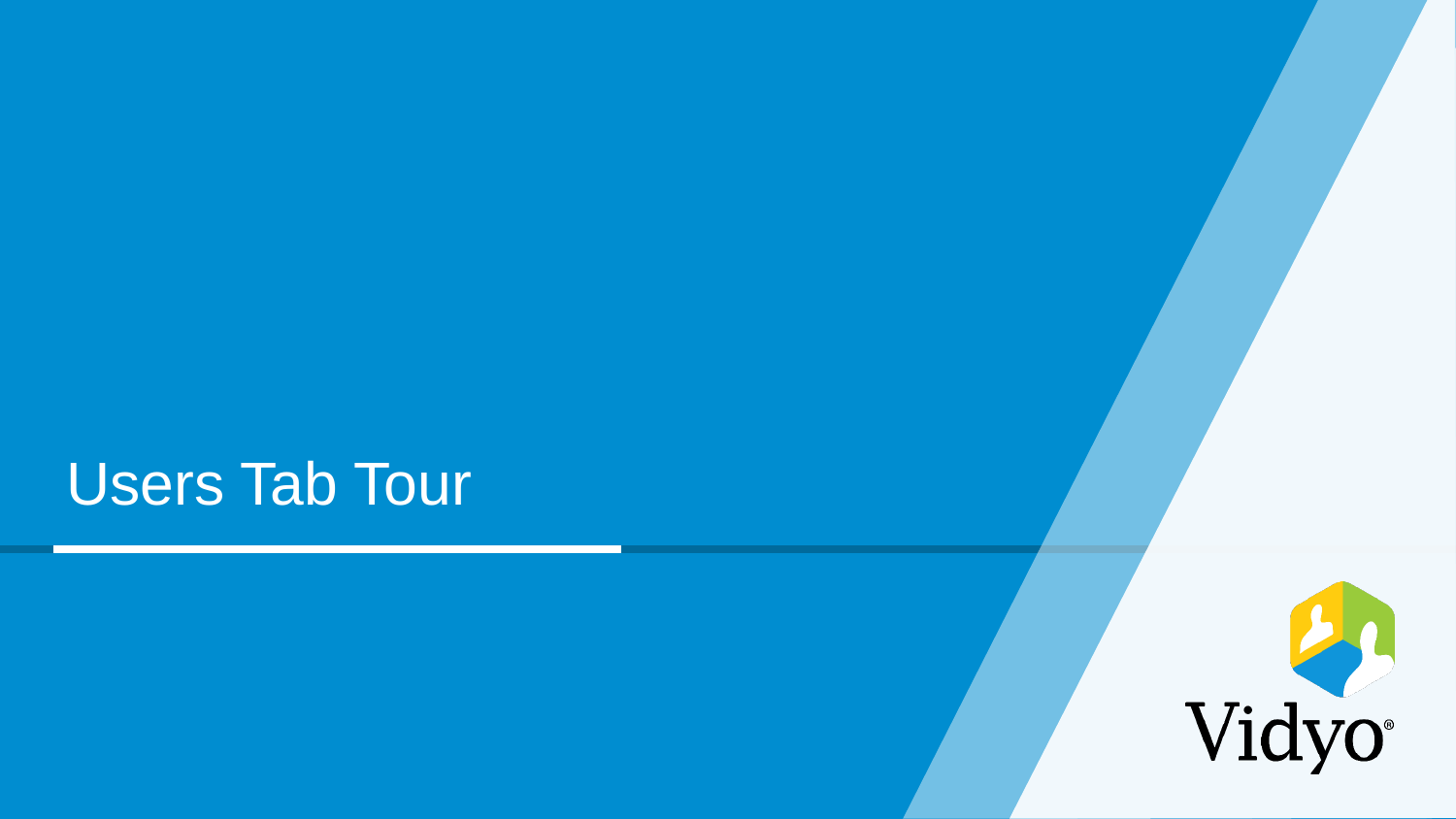# Users Tab Tour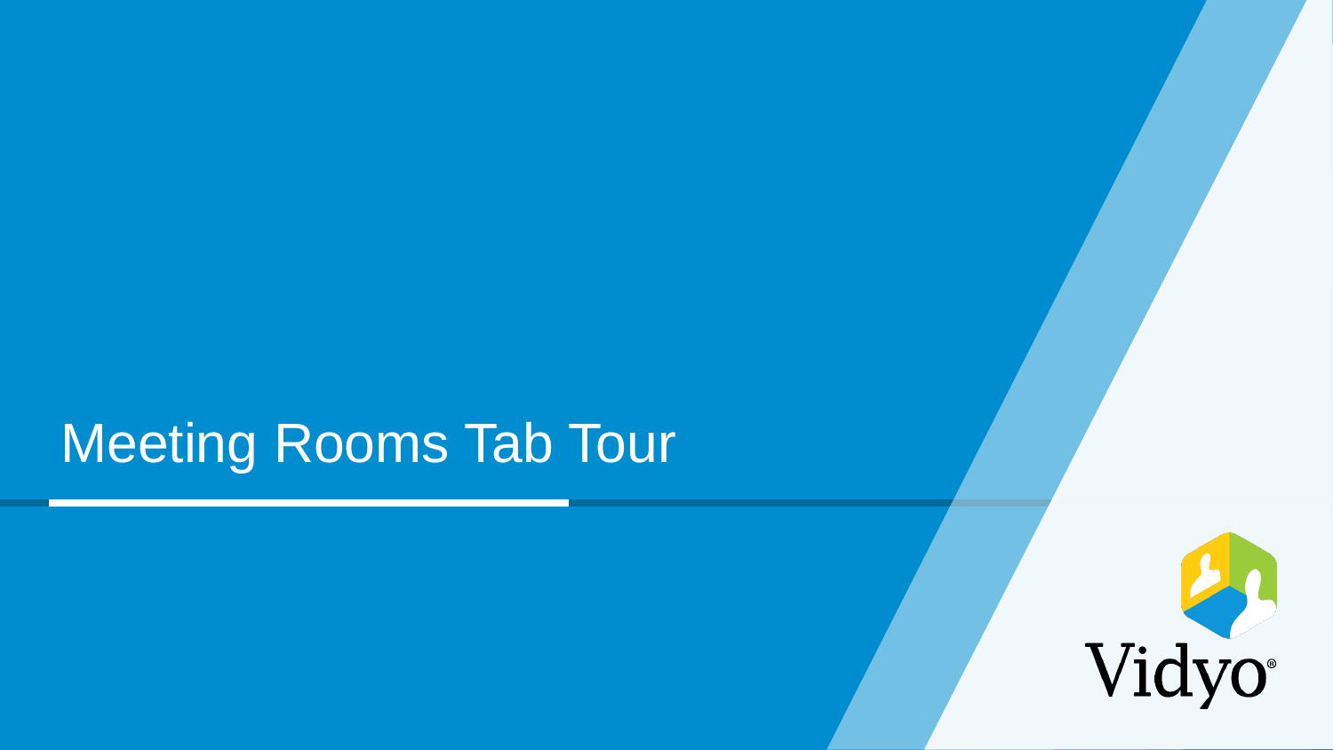# Meeting Rooms Tab Tour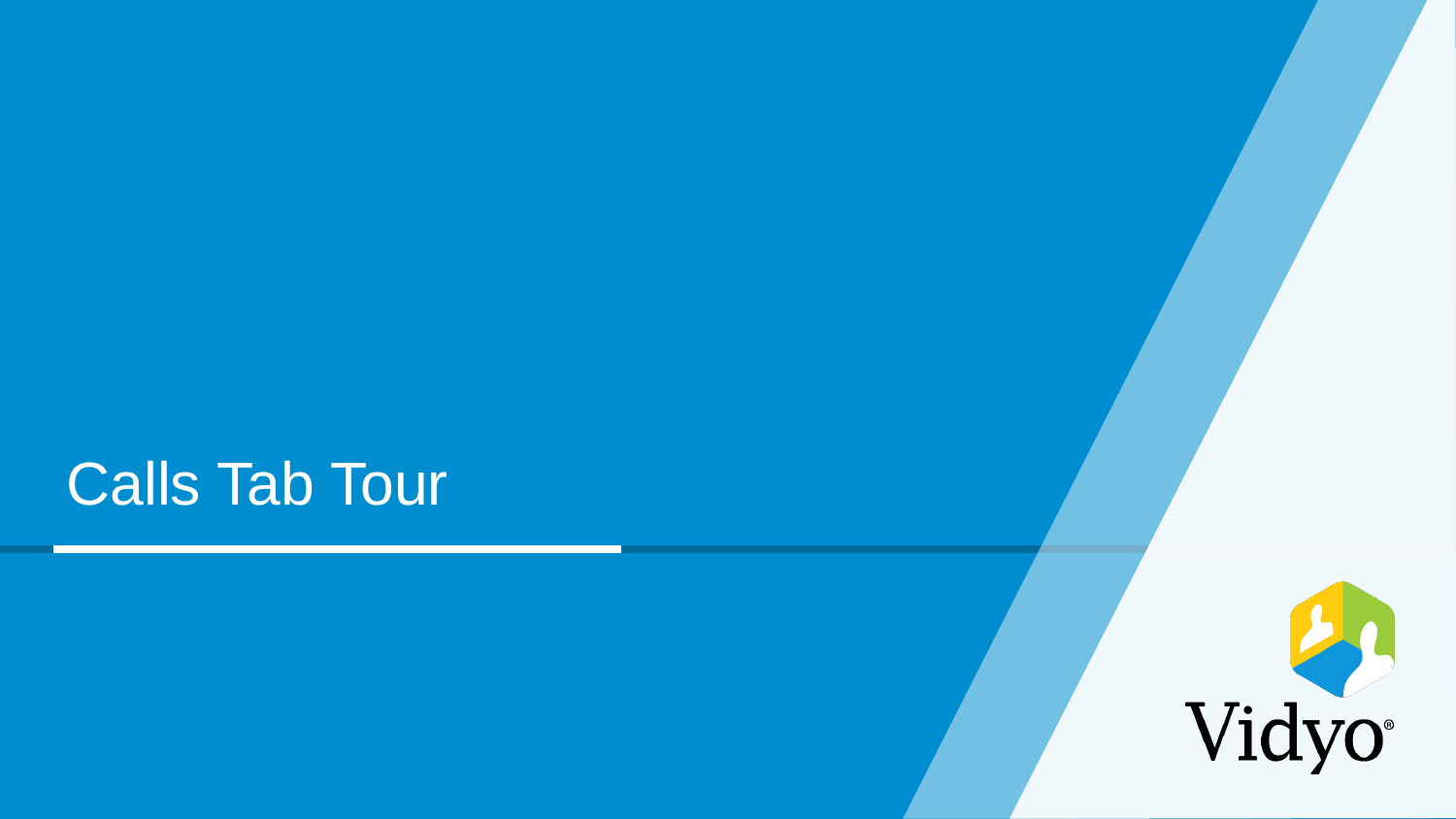# Calls Tab Tour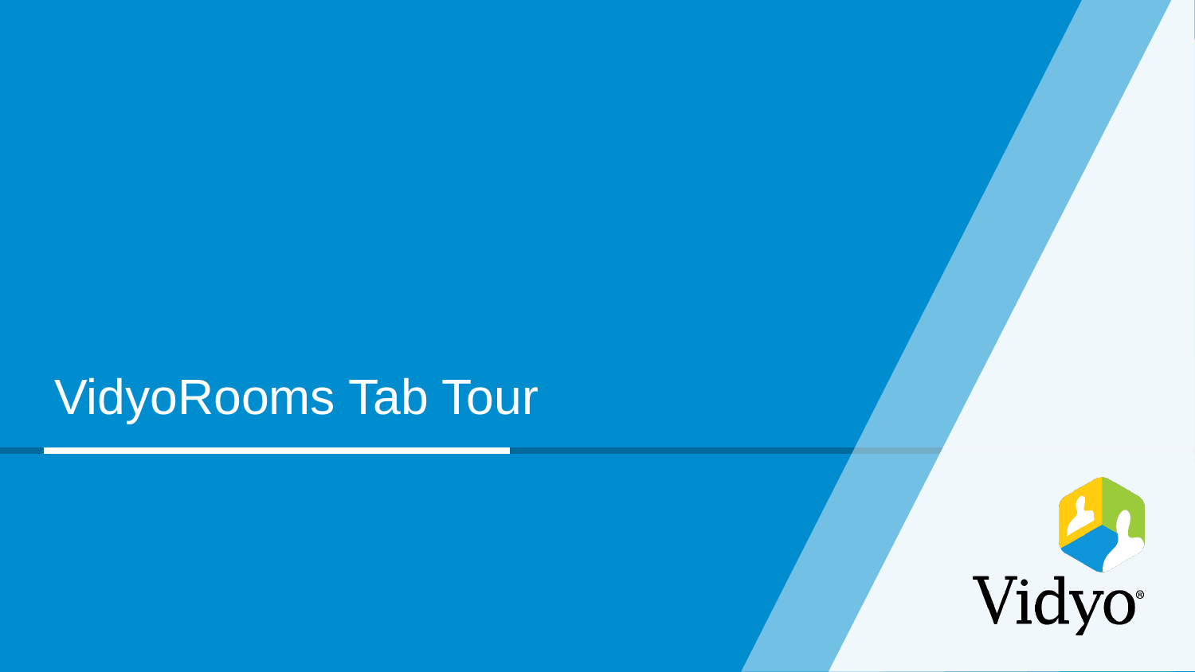# VidyoRooms Tab Tour

Vidyo®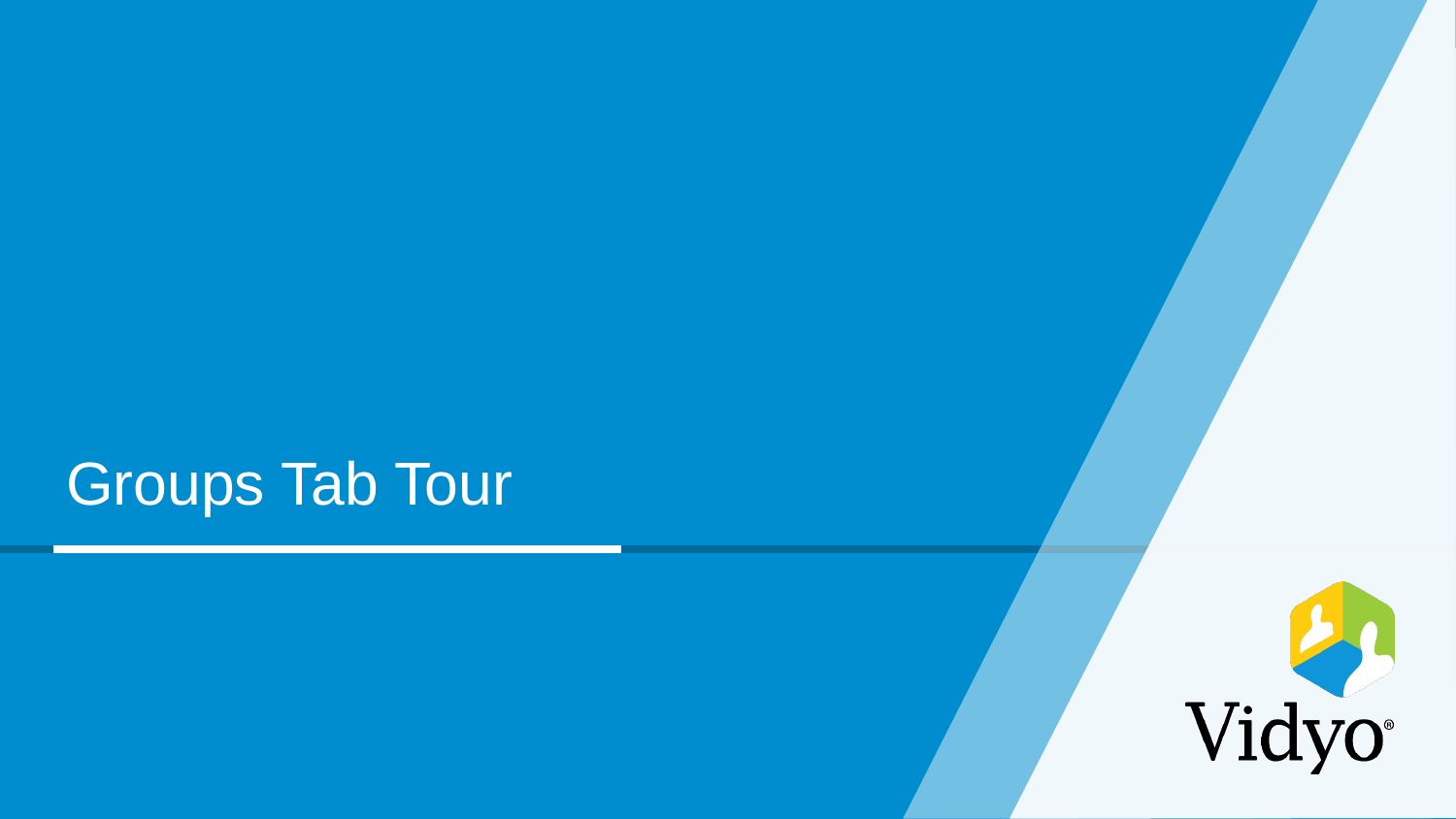# Groups Tab Tour

Vidyo®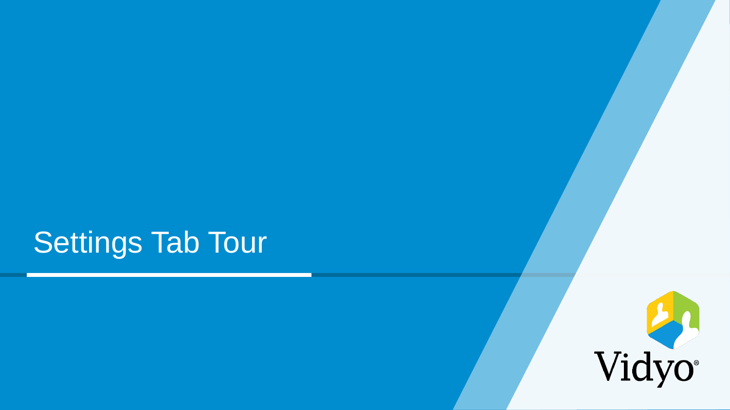# Settings Tab Tour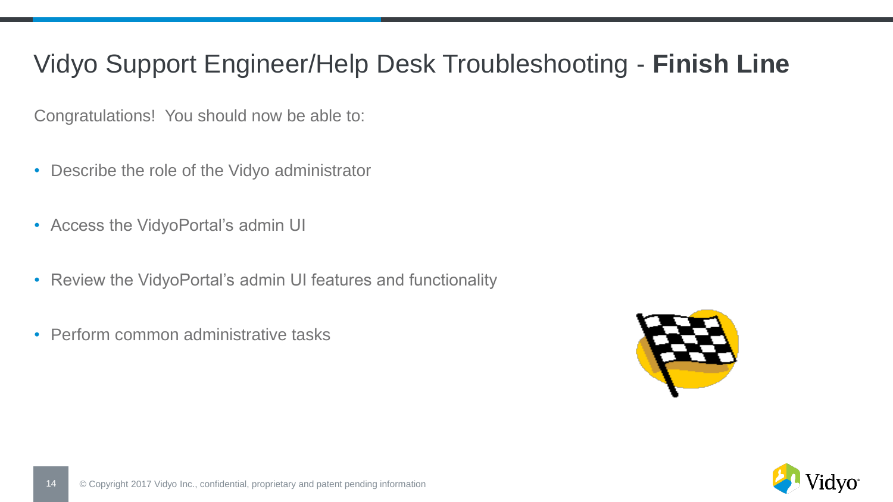# Vidyo Support Engineer/Help Desk Troubleshooting - **Finish Line**

Congratulations! You should now be able to:

- Describe the role of the Vidyo administrator
- Access the VidyoPortal's admin UI
- Review the VidyoPortal's admin UI features and functionality
- Perform common administrative tasks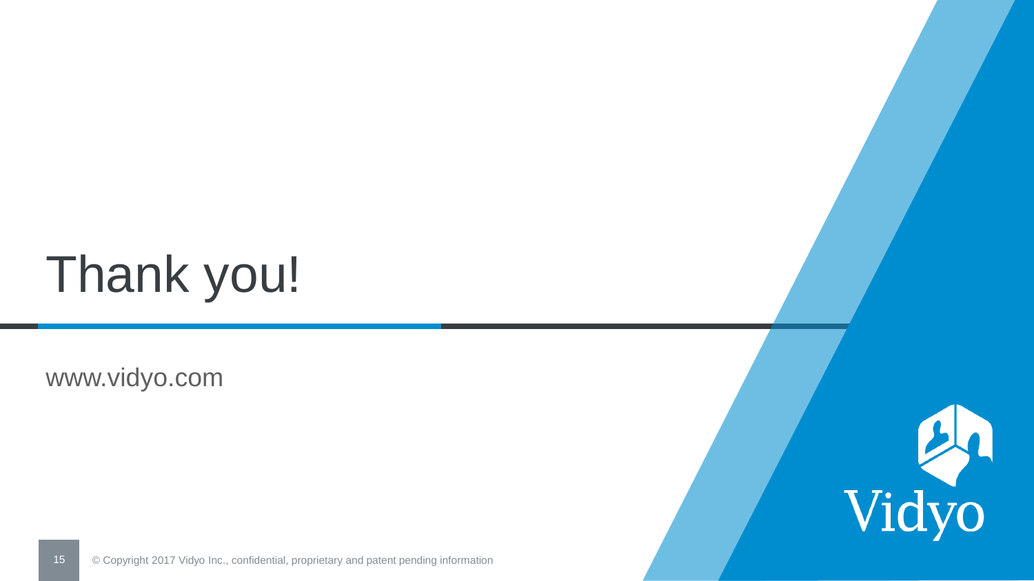# Thank you!

www.vidyo.com

© Copyright 2017 Vidyo Inc., confidential, proprietary and patent pending information